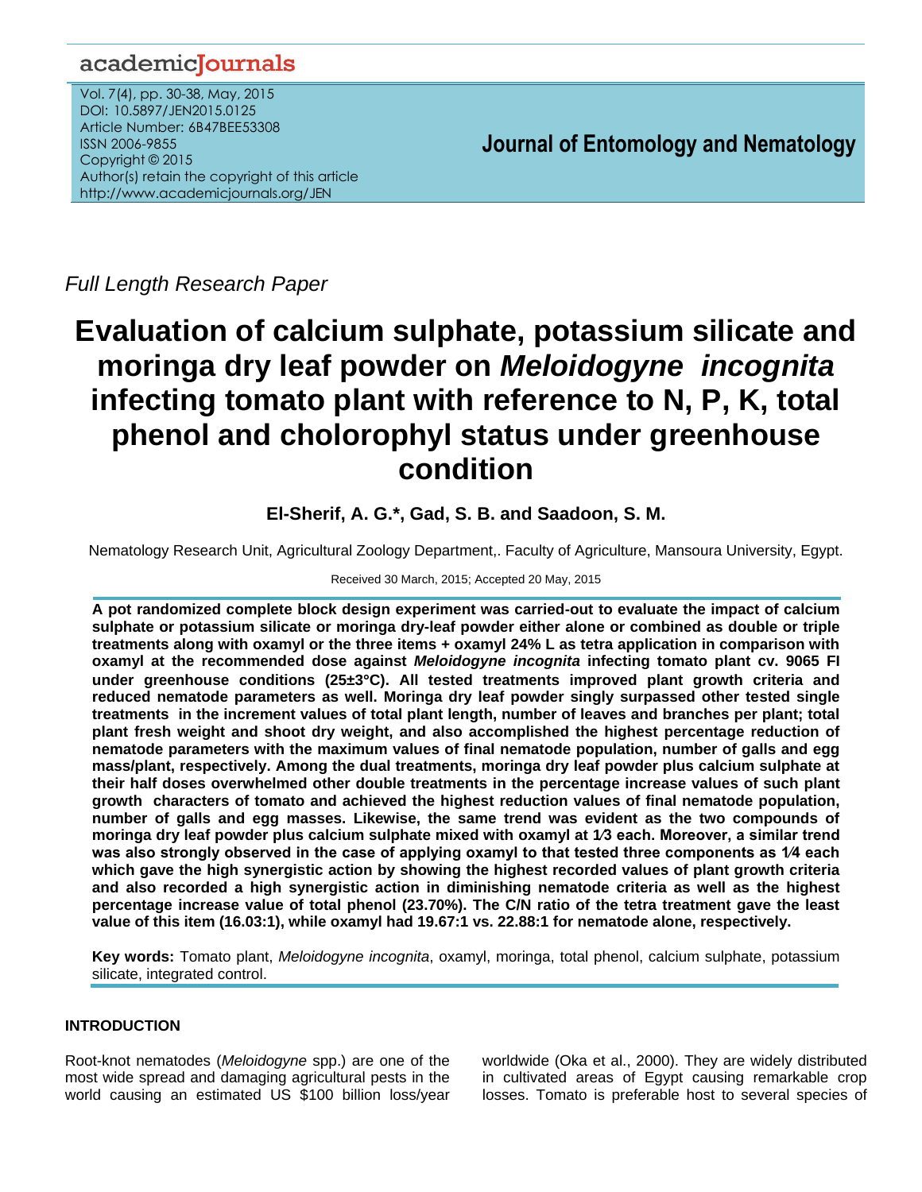academicJournals

Vol. 7(4), pp. 30-38, May, 2015
DOI: 10.5897/JEN2015.0125
Article Number: 6B47BEE53308
ISSN 2006-9855
Copyright © 2015
Author(s) retain the copyright of this article
http://www.academicjournals.org/JEN

**Journal of Entomology and Nematology**

*Full Length Research Paper*

# Evaluation of calcium sulphate, potassium silicate and moringa dry leaf powder on *Meloidogyne incognita* infecting tomato plant with reference to N, P, K, total phenol and cholorophyl status under greenhouse condition

**El-Sherif, A. G.\*, Gad, S. B. and Saadoon, S. M.**

Nematology Research Unit, Agricultural Zoology Department,. Faculty of Agriculture, Mansoura University, Egypt.

Received 30 March, 2015; Accepted 20 May, 2015

**A pot randomized complete block design experiment was carried-out to evaluate the impact of calcium sulphate or potassium silicate or moringa dry-leaf powder either alone or combined as double or triple treatments along with oxamyl or the three items + oxamyl 24% L as tetra application in comparison with oxamyl at the recommended dose against *Meloidogyne incognita* infecting tomato plant cv. 9065 FI under greenhouse conditions (25±3°C). All tested treatments improved plant growth criteria and reduced nematode parameters as well. Moringa dry leaf powder singly surpassed other tested single treatments in the increment values of total plant length, number of leaves and branches per plant; total plant fresh weight and shoot dry weight, and also accomplished the highest percentage reduction of nematode parameters with the maximum values of final nematode population, number of galls and egg mass/plant, respectively. Among the dual treatments, moringa dry leaf powder plus calcium sulphate at their half doses overwhelmed other double treatments in the percentage increase values of such plant growth characters of tomato and achieved the highest reduction values of final nematode population, number of galls and egg masses. Likewise, the same trend was evident as the two compounds of moringa dry leaf powder plus calcium sulphate mixed with oxamyl at 1⁄3 each. Moreover, a similar trend was also strongly observed in the case of applying oxamyl to that tested three components as 1⁄4 each which gave the high synergistic action by showing the highest recorded values of plant growth criteria and also recorded a high synergistic action in diminishing nematode criteria as well as the highest percentage increase value of total phenol (23.70%). The C/N ratio of the tetra treatment gave the least value of this item (16.03:1), while oxamyl had 19.67:1 vs. 22.88:1 for nematode alone, respectively.**

**Key words:** Tomato plant, *Meloidogyne incognita*, oxamyl, moringa, total phenol, calcium sulphate, potassium silicate, integrated control.

## INTRODUCTION

Root-knot nematodes (*Meloidogyne* spp.) are one of the most wide spread and damaging agricultural pests in the world causing an estimated US $100 billion loss/year worldwide (Oka et al., 2000). They are widely distributed in cultivated areas of Egypt causing remarkable crop losses. Tomato is preferable host to several species of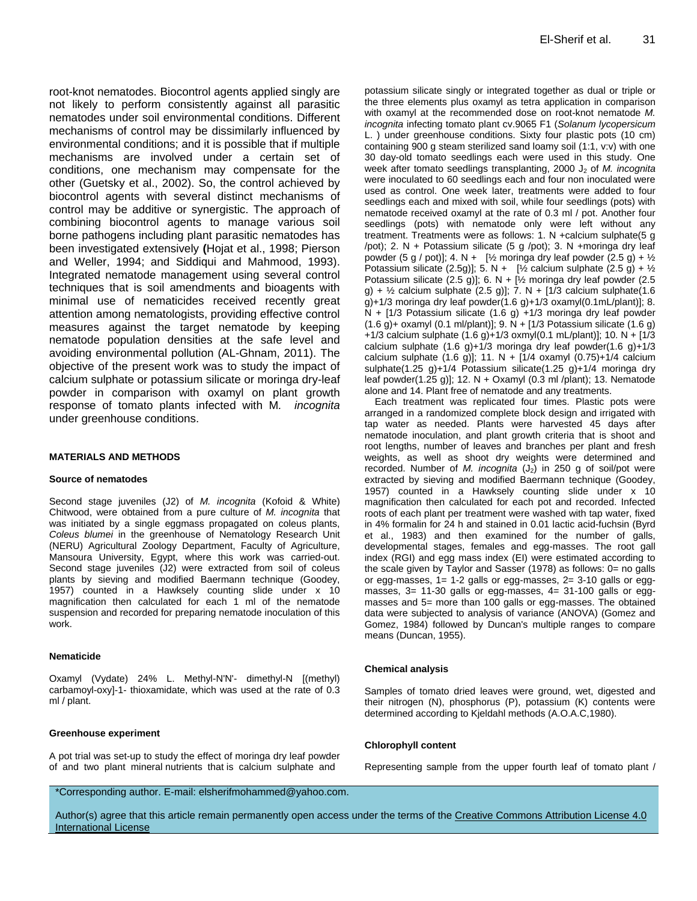root-knot nematodes. Biocontrol agents applied singly are not likely to perform consistently against all parasitic nematodes under soil environmental conditions. Different mechanisms of control may be dissimilarly influenced by environmental conditions; and it is possible that if multiple mechanisms are involved under a certain set of conditions, one mechanism may compensate for the other (Guetsky et al., 2002). So, the control achieved by biocontrol agents with several distinct mechanisms of control may be additive or synergistic. The approach of combining biocontrol agents to manage various soil borne pathogens including plant parasitic nematodes has been investigated extensively **(**Hojat et al., 1998; Pierson and Weller, 1994; and Siddiqui and Mahmood, 1993). Integrated nematode management using several control techniques that is soil amendments and bioagents with minimal use of nematicides received recently great attention among nematologists, providing effective control measures against the target nematode by keeping nematode population densities at the safe level and avoiding environmental pollution (AL-Ghnam, 2011). The objective of the present work was to study the impact of calcium sulphate or potassium silicate or moringa dry-leaf powder in comparison with oxamyl on plant growth response of tomato plants infected with M*. incognita* under greenhouse conditions.

## MATERIALS AND METHODS

### Source of nematodes

Second stage juveniles (J2) of *M. incognita* (Kofoid & White) Chitwood, were obtained from a pure culture of *M. incognita* that was initiated by a single eggmass propagated on coleus plants, *Coleus blumei* in the greenhouse of Nematology Research Unit (NERU) Agricultural Zoology Department, Faculty of Agriculture, Mansoura University, Egypt, where this work was carried-out. Second stage juveniles (J2) were extracted from soil of coleus plants by sieving and modified Baermann technique (Goodey, 1957) counted in a Hawksely counting slide under x 10 magnification then calculated for each 1 ml of the nematode suspension and recorded for preparing nematode inoculation of this work.

### Nematicide

Oxamyl (Vydate) 24% L. Methyl-N'N'- dimethyl-N [(methyl) carbamoyl-oxy]-1- thioxamidate, which was used at the rate of 0.3 ml / plant.

### Greenhouse experiment

A pot trial was set-up to study the effect of moringa dry leaf powder of and two plant mineral nutrients that is calcium sulphate and potassium silicate singly or integrated together as dual or triple or the three elements plus oxamyl as tetra application in comparison with oxamyl at the recommended dose on root-knot nematode *M. incognita* infecting tomato plant cv.9065 F1 (*Solanum lycopersicum* L. ) under greenhouse conditions. Sixty four plastic pots (10 cm) containing 900 g steam sterilized sand loamy soil (1:1, v:v) with one 30 day-old tomato seedlings each were used in this study. One week after tomato seedlings transplanting, 2000 $J_2$ of *M. incognita* were inoculated to 60 seedlings each and four non inoculated were used as control. One week later, treatments were added to four seedlings each and mixed with soil, while four seedlings (pots) with nematode received oxamyl at the rate of 0.3 ml / pot. Another four seedlings (pots) with nematode only were left without any treatment. Treatments were as follows: 1. N +calcium sulphate(5 g /pot); 2. N + Potassium silicate (5 g /pot); 3. N +moringa dry leaf powder (5 g / pot)]; 4. N + [½ moringa dry leaf powder (2.5 g) + ½ Potassium silicate (2.5g)]; 5. N + [½ calcium sulphate (2.5 g) + ½ Potassium silicate (2.5 g)]; 6. N + [½ moringa dry leaf powder (2.5 g) + ½ calcium sulphate (2.5 g)]; 7. N + [1/3 calcium sulphate(1.6 g)+1/3 moringa dry leaf powder(1.6 g)+1/3 oxamyl(0.1mL/plant)]; 8. N + [1/3 Potassium silicate (1.6 g) +1/3 moringa dry leaf powder (1.6 g)+ oxamyl (0.1 ml/plant)]; 9. N + [1/3 Potassium silicate (1.6 g) +1/3 calcium sulphate (1.6 g)+1/3 oxmyl(0.1 mL/plant)]; 10. N + [1/3 calcium sulphate (1.6 g)+1/3 moringa dry leaf powder(1.6 g)+1/3 calcium sulphate (1.6 g)]; 11. N + [1/4 oxamyl (0.75)+1/4 calcium sulphate(1.25 g)+1/4 Potassium silicate(1.25 g)+1/4 moringa dry leaf powder(1.25 g)]; 12. N + Oxamyl (0.3 ml /plant); 13. Nematode alone and 14. Plant free of nematode and any treatments.

Each treatment was replicated four times. Plastic pots were arranged in a randomized complete block design and irrigated with tap water as needed. Plants were harvested 45 days after nematode inoculation, and plant growth criteria that is shoot and root lengths, number of leaves and branches per plant and fresh weights, as well as shoot dry weights were determined and recorded. Number of *M. incognita* ($J_2$) in 250 g of soil/pot were extracted by sieving and modified Baermann technique (Goodey, 1957) counted in a Hawksely counting slide under x 10 magnification then calculated for each pot and recorded. Infected roots of each plant per treatment were washed with tap water, fixed in 4% formalin for 24 h and stained in 0.01 lactic acid-fuchsin (Byrd et al., 1983) and then examined for the number of galls, developmental stages, females and egg-masses. The root gall index (RGI) and egg mass index (EI) were estimated according to the scale given by Taylor and Sasser (1978) as follows: 0= no galls or egg-masses, 1= 1-2 galls or egg-masses, 2= 3-10 galls or egg-masses, 3= 11-30 galls or egg-masses, 4= 31-100 galls or egg-masses and 5= more than 100 galls or egg-masses. The obtained data were subjected to analysis of variance (ANOVA) (Gomez and Gomez, 1984) followed by Duncan's multiple ranges to compare means (Duncan, 1955).

### Chemical analysis

Samples of tomato dried leaves were ground, wet, digested and their nitrogen (N), phosphorus (P), potassium (K) contents were determined according to Kjeldahl methods (A.O.A.C,1980).

### Chlorophyll content

Representing sample from the upper fourth leaf of tomato plant /

*Corresponding author. E-mail: elsherifmohammed@yahoo.com.

Author(s) agree that this article remain permanently open access under the terms of the Creative Commons Attribution License 4.0 International License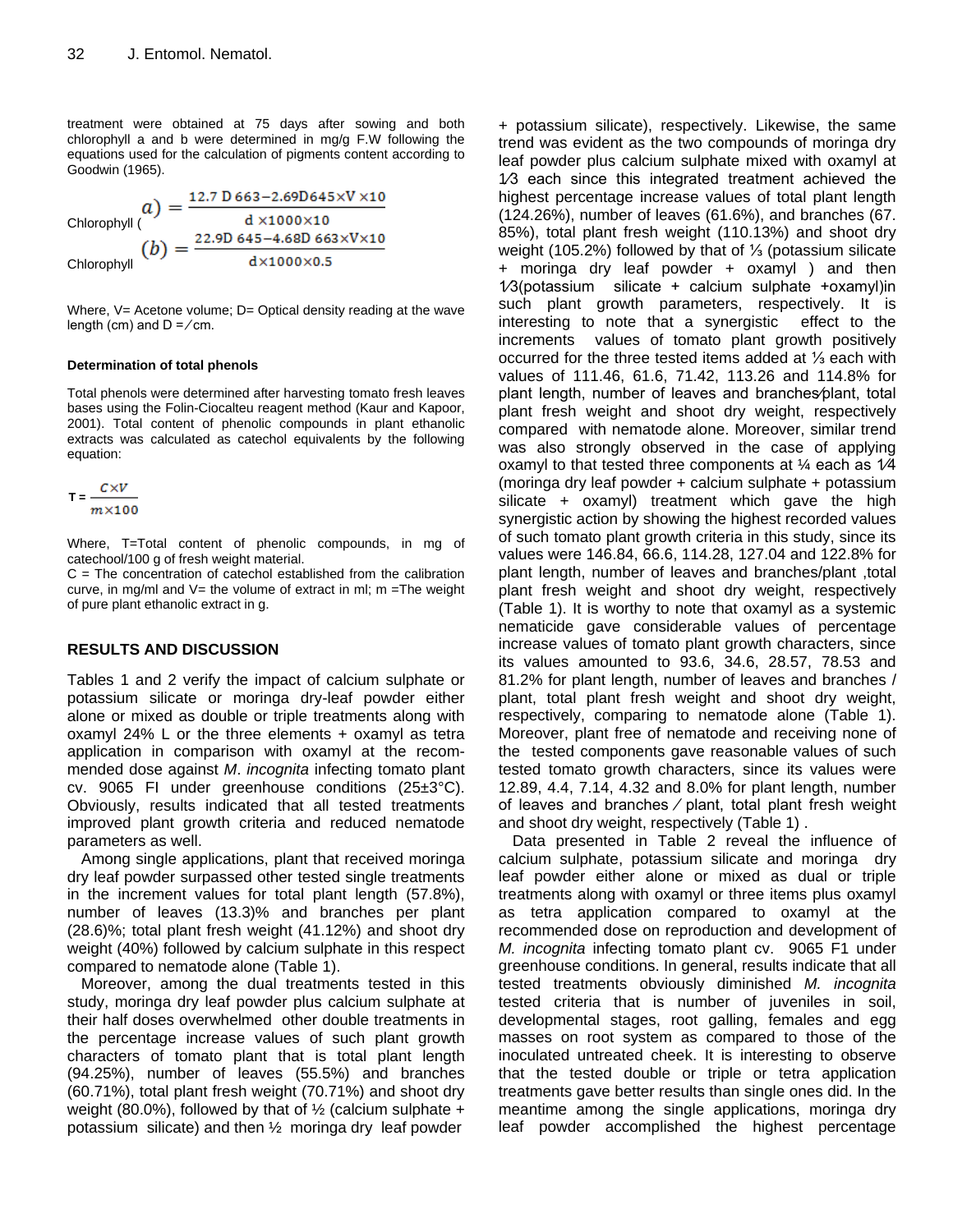treatment were obtained at 75 days after sowing and both chlorophyll a and b were determined in mg/g F.W following the equations used for the calculation of pigments content according to Goodwin (1965).

$$\text{Chlorophyll } (a) = \frac{12.7\text{ D }663 - 2.69\text{D}645 \times V \times 10}{d \times 1000 \times 10}$$

$$\text{Chlorophyll } (b) = \frac{22.9\text{D }645 - 4.68\text{D }663 \times V \times 10}{d \times 1000 \times 0.5}$$

Where, V= Acetone volume; D= Optical density reading at the wave length (cm) and D = ⁄ cm.

#### Determination of total phenols

Total phenols were determined after harvesting tomato fresh leaves bases using the Folin-Ciocalteu reagent method (Kaur and Kapoor, 2001). Total content of phenolic compounds in plant ethanolic extracts was calculated as catechol equivalents by the following equation:

$$T = \frac{C \times V}{m \times 100}$$

Where, T=Total content of phenolic compounds, in mg of catechool/100 g of fresh weight material.

C = The concentration of catechol established from the calibration curve, in mg/ml and V= the volume of extract in ml; m =The weight of pure plant ethanolic extract in g.

## RESULTS AND DISCUSSION

Tables 1 and 2 verify the impact of calcium sulphate or potassium silicate or moringa dry-leaf powder either alone or mixed as double or triple treatments along with oxamyl 24% L or the three elements + oxamyl as tetra application in comparison with oxamyl at the recommended dose against *M. incognita* infecting tomato plant cv. 9065 FI under greenhouse conditions (25±3°C). Obviously, results indicated that all tested treatments improved plant growth criteria and reduced nematode parameters as well.

Among single applications, plant that received moringa dry leaf powder surpassed other tested single treatments in the increment values for total plant length (57.8%), number of leaves (13.3)% and branches per plant (28.6)%; total plant fresh weight (41.12%) and shoot dry weight (40%) followed by calcium sulphate in this respect compared to nematode alone (Table 1).

Moreover, among the dual treatments tested in this study, moringa dry leaf powder plus calcium sulphate at their half doses overwhelmed other double treatments in the percentage increase values of such plant growth characters of tomato plant that is total plant length (94.25%), number of leaves (55.5%) and branches (60.71%), total plant fresh weight (70.71%) and shoot dry weight (80.0%), followed by that of ½ (calcium sulphate + potassium silicate) and then ½ moringa dry leaf powder + potassium silicate), respectively. Likewise, the same trend was evident as the two compounds of moringa dry leaf powder plus calcium sulphate mixed with oxamyl at 1⁄3 each since this integrated treatment achieved the highest percentage increase values of total plant length (124.26%), number of leaves (61.6%), and branches (67. 85%), total plant fresh weight (110.13%) and shoot dry weight (105.2%) followed by that of ⅓ (potassium silicate + moringa dry leaf powder + oxamyl ) and then 1⁄3(potassium silicate + calcium sulphate +oxamyl)in such plant growth parameters, respectively. It is interesting to note that a synergistic effect to the increments values of tomato plant growth positively occurred for the three tested items added at ⅓ each with values of 111.46, 61.6, 71.42, 113.26 and 114.8% for plant length, number of leaves and branches⁄plant, total plant fresh weight and shoot dry weight, respectively compared with nematode alone. Moreover, similar trend was also strongly observed in the case of applying oxamyl to that tested three components at ¼ each as 1⁄4 (moringa dry leaf powder + calcium sulphate + potassium silicate + oxamyl) treatment which gave the high synergistic action by showing the highest recorded values of such tomato plant growth criteria in this study, since its values were 146.84, 66.6, 114.28, 127.04 and 122.8% for plant length, number of leaves and branches/plant ,total plant fresh weight and shoot dry weight, respectively (Table 1). It is worthy to note that oxamyl as a systemic nematicide gave considerable values of percentage increase values of tomato plant growth characters, since its values amounted to 93.6, 34.6, 28.57, 78.53 and 81.2% for plant length, number of leaves and branches / plant, total plant fresh weight and shoot dry weight, respectively, comparing to nematode alone (Table 1). Moreover, plant free of nematode and receiving none of the tested components gave reasonable values of such tested tomato growth characters, since its values were 12.89, 4.4, 7.14, 4.32 and 8.0% for plant length, number of leaves and branches ⁄ plant, total plant fresh weight and shoot dry weight, respectively (Table 1) .

Data presented in Table 2 reveal the influence of calcium sulphate, potassium silicate and moringa dry leaf powder either alone or mixed as dual or triple treatments along with oxamyl or three items plus oxamyl as tetra application compared to oxamyl at the recommended dose on reproduction and development of *M. incognita* infecting tomato plant cv. 9065 F1 under greenhouse conditions. In general, results indicate that all tested treatments obviously diminished *M. incognita* tested criteria that is number of juveniles in soil, developmental stages, root galling, females and egg masses on root system as compared to those of the inoculated untreated cheek. It is interesting to observe that the tested double or triple or tetra application treatments gave better results than single ones did. In the meantime among the single applications, moringa dry leaf powder accomplished the highest percentage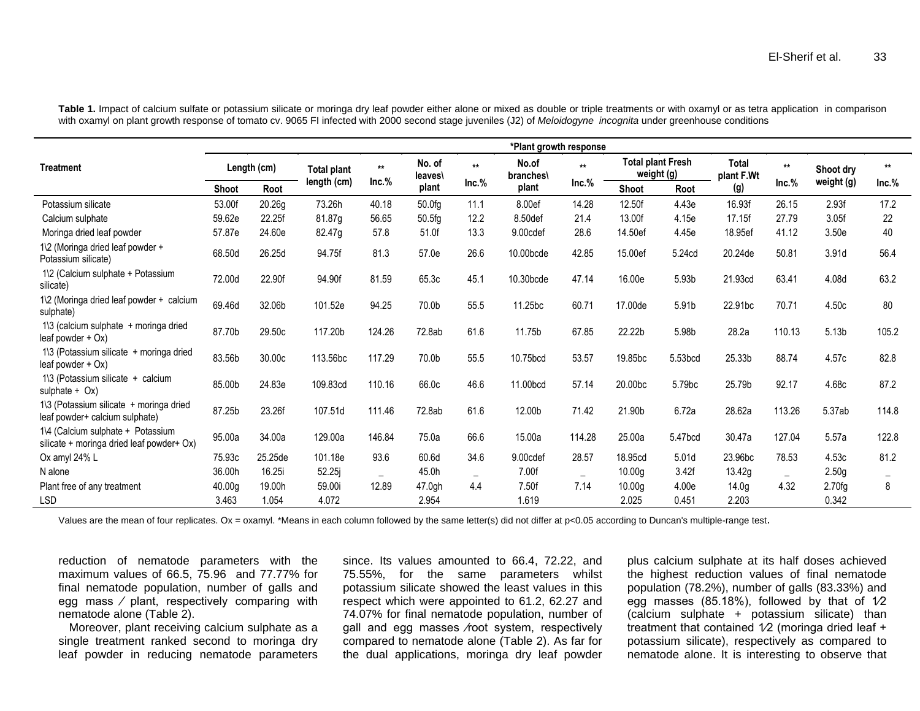**Table 1.** Impact of calcium sulfate or potassium silicate or moringa dry leaf powder either alone or mixed as double or triple treatments or with oxamyl or as tetra application in comparison with oxamyl on plant growth response of tomato cv. 9065 FI infected with 2000 second stage juveniles (J2) of *Meloidogyne incognita* under greenhouse conditions

| Treatment | *Plant growth response | | | | | | | | | | | | | |
|---|---|---|---|---|---|---|---|---|---|---|---|---|---|---|
| | Length (cm) | | Total plant length (cm) | ** Inc.% | No. of leaves\ plant | ** Inc.% | No.of branches\ plant | ** Inc.% | Total plant Fresh weight (g) | | Total plant F.Wt (g) | ** Inc.% | Shoot dry weight (g) | ** Inc.% |
| | Shoot | Root | | | | | | | Shoot | Root | | | | |
| Potassium silicate | 53.00f | 20.26g | 73.26h | 40.18 | 50.0fg | 11.1 | 8.00ef | 14.28 | 12.50f | 4.43e | 16.93f | 26.15 | 2.93f | 17.2 |
| Calcium sulphate | 59.62e | 22.25f | 81.87g | 56.65 | 50.5fg | 12.2 | 8.50def | 21.4 | 13.00f | 4.15e | 17.15f | 27.79 | 3.05f | 22 |
| Moringa dried leaf powder | 57.87e | 24.60e | 82.47g | 57.8 | 51.0f | 13.3 | 9.00cdef | 28.6 | 14.50ef | 4.45e | 18.95ef | 41.12 | 3.50e | 40 |
| 1\2 (Moringa dried leaf powder + Potassium silicate) | 68.50d | 26.25d | 94.75f | 81.3 | 57.0e | 26.6 | 10.00bcde | 42.85 | 15.00ef | 5.24cd | 20.24de | 50.81 | 3.91d | 56.4 |
| 1\2 (Calcium sulphate + Potassium silicate) | 72.00d | 22.90f | 94.90f | 81.59 | 65.3c | 45.1 | 10.30bcde | 47.14 | 16.00e | 5.93b | 21.93cd | 63.41 | 4.08d | 63.2 |
| 1\2 (Moringa dried leaf powder + calcium sulphate) | 69.46d | 32.06b | 101.52e | 94.25 | 70.0b | 55.5 | 11.25bc | 60.71 | 17.00de | 5.91b | 22.91bc | 70.71 | 4.50c | 80 |
| 1\3 (calcium sulphate + moringa dried leaf powder + Ox) | 87.70b | 29.50c | 117.20b | 124.26 | 72.8ab | 61.6 | 11.75b | 67.85 | 22.22b | 5.98b | 28.2a | 110.13 | 5.13b | 105.2 |
| 1\3 (Potassium silicate + moringa dried leaf powder + Ox) | 83.56b | 30.00c | 113.56bc | 117.29 | 70.0b | 55.5 | 10.75bcd | 53.57 | 19.85bc | 5.53bcd | 25.33b | 88.74 | 4.57c | 82.8 |
| 1\3 (Potassium silicate + calcium sulphate + Ox) | 85.00b | 24.83e | 109.83cd | 110.16 | 66.0c | 46.6 | 11.00bcd | 57.14 | 20.00bc | 5.79bc | 25.79b | 92.17 | 4.68c | 87.2 |
| 1\3 (Potassium silicate + moringa dried leaf powder+ calcium sulphate) | 87.25b | 23.26f | 107.51d | 111.46 | 72.8ab | 61.6 | 12.00b | 71.42 | 21.90b | 6.72a | 28.62a | 113.26 | 5.37ab | 114.8 |
| 1\4 (Calcium sulphate + Potassium silicate + moringa dried leaf powder+ Ox) | 95.00a | 34.00a | 129.00a | 146.84 | 75.0a | 66.6 | 15.00a | 114.28 | 25.00a | 5.47bcd | 30.47a | 127.04 | 5.57a | 122.8 |
| Ox amyl 24% L | 75.93c | 25.25de | 101.18e | 93.6 | 60.6d | 34.6 | 9.00cdef | 28.57 | 18.95cd | 5.01d | 23.96bc | 78.53 | 4.53c | 81.2 |
| N alone | 36.00h | 16.25i | 52.25j | _ | 45.0h | _ | 7.00f | _ | 10.00g | 3.42f | 13.42g | _ | 2.50g | _ |
| Plant free of any treatment | 40.00g | 19.00h | 59.00i | 12.89 | 47.0gh | 4.4 | 7.50f | 7.14 | 10.00g | 4.00e | 14.0g | 4.32 | 2.70fg | 8 |
| LSD | 3.463 | 1.054 | 4.072 | | 2.954 | | 1.619 | | 2.025 | 0.451 | 2.203 | | 0.342 | |

Values are the mean of four replicates. Ox = oxamyl. *Means in each column followed by the same letter(s) did not differ at $p<0.05$ according to Duncan's multiple-range test.

reduction of nematode parameters with the maximum values of 66.5, 75.96 and 77.77% for final nematode population, number of galls and egg mass ⁄ plant, respectively comparing with nematode alone (Table 2).

Moreover, plant receiving calcium sulphate as a single treatment ranked second to moringa dry leaf powder in reducing nematode parameters since. Its values amounted to 66.4, 72.22, and 75.55%, for the same parameters whilst potassium silicate showed the least values in this respect which were appointed to 61.2, 62.27 and 74.07% for final nematode population, number of gall and egg masses ⁄root system, respectively compared to nematode alone (Table 2). As far for the dual applications, moringa dry leaf powder plus calcium sulphate at its half doses achieved the highest reduction values of final nematode population (78.2%), number of galls (83.33%) and egg masses (85.18%), followed by that of 1⁄2 (calcium sulphate + potassium silicate) than treatment that contained 1⁄2 (moringa dried leaf + potassium silicate), respectively as compared to nematode alone. It is interesting to observe that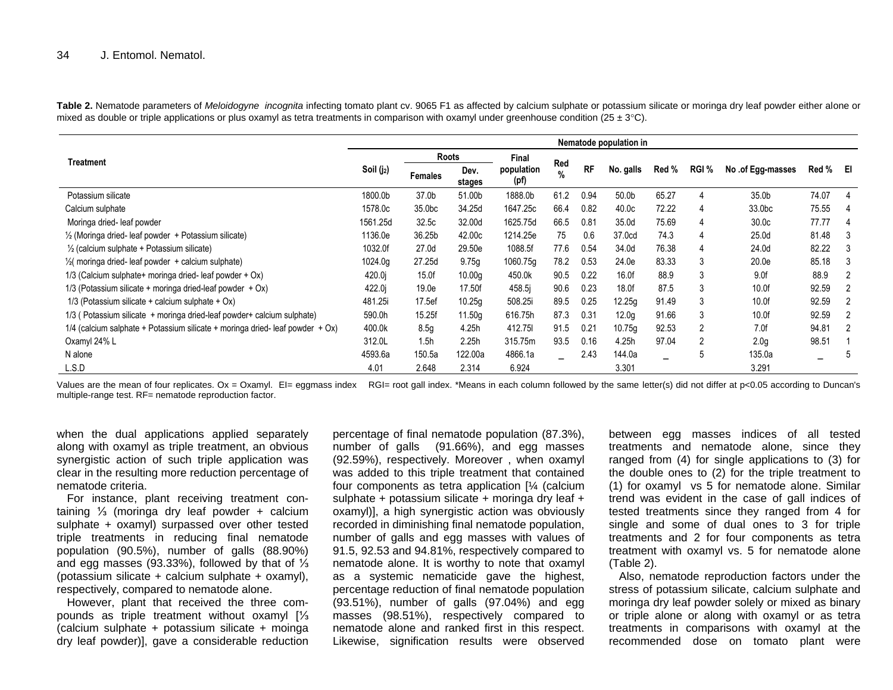**Table 2.** Nematode parameters of *Meloidogyne incognita* infecting tomato plant cv. 9065 F1 as affected by calcium sulphate or potassium silicate or moringa dry leaf powder either alone or mixed as double or triple applications or plus oxamyl as tetra treatments in comparison with oxamyl under greenhouse condition (25 ± 3°C).

| Treatment | Nematode population in | | | | | | | | | | | |
|---|---|---|---|---|---|---|---|---|---|---|---|---|
| | Soil ($j_2$) | Roots | | Final population (pf) | Red % | RF | No. galls | Red % | RGI % | No .of Egg-masses | Red % | EI |
| | | Females | Dev. stages | | | | | | | | | |
| Potassium silicate | 1800.0b | 37.0b | 51.00b | 1888.0b | 61.2 | 0.94 | 50.0b | 65.27 | 4 | 35.0b | 74.07 | 4 |
| Calcium sulphate | 1578.0c | 35.0bc | 34.25d | 1647.25c | 66.4 | 0.82 | 40.0c | 72.22 | 4 | 33.0bc | 75.55 | 4 |
| Moringa dried- leaf powder | 1561.25d | 32.5c | 32.00d | 1625.75d | 66.5 | 0.81 | 35.0d | 75.69 | 4 | 30.0c | 77.77 | 4 |
| ½ (Moringa dried- leaf powder + Potassium silicate) | 1136.0e | 36.25b | 42.00c | 1214.25e | 75 | 0.6 | 37.0cd | 74.3 | 4 | 25.0d | 81.48 | 3 |
| ½ (calcium sulphate + Potassium silicate) | 1032.0f | 27.0d | 29.50e | 1088.5f | 77.6 | 0.54 | 34.0d | 76.38 | 4 | 24.0d | 82.22 | 3 |
| ½( moringa dried- leaf powder + calcium sulphate) | 1024.0g | 27.25d | 9.75g | 1060.75g | 78.2 | 0.53 | 24.0e | 83.33 | 3 | 20.0e | 85.18 | 3 |
| 1/3 (Calcium sulphate+ moringa dried- leaf powder + Ox) | 420.0j | 15.0f | 10.00g | 450.0k | 90.5 | 0.22 | 16.0f | 88.9 | 3 | 9.0f | 88.9 | 2 |
| 1/3 (Potassium silicate + moringa dried-leaf powder + Ox) | 422.0j | 19.0e | 17.50f | 458.5j | 90.6 | 0.23 | 18.0f | 87.5 | 3 | 10.0f | 92.59 | 2 |
| 1/3 (Potassium silicate + calcium sulphate + Ox) | 481.25i | 17.5ef | 10.25g | 508.25i | 89.5 | 0.25 | 12.25g | 91.49 | 3 | 10.0f | 92.59 | 2 |
| 1/3 ( Potassium silicate + moringa dried-leaf powder+ calcium sulphate) | 590.0h | 15.25f | 11.50g | 616.75h | 87.3 | 0.31 | 12.0g | 91.66 | 3 | 10.0f | 92.59 | 2 |
| 1/4 (calcium salphate + Potassium silicate + moringa dried- leaf powder + Ox) | 400.0k | 8.5g | 4.25h | 412.75l | 91.5 | 0.21 | 10.75g | 92.53 | 2 | 7.0f | 94.81 | 2 |
| Oxamyl 24% L | 312.0L | 1.5h | 2.25h | 315.75m | 93.5 | 0.16 | 4.25h | 97.04 | 2 | 2.0g | 98.51 | 1 |
| N alone | 4593.6a | 150.5a | 122.00a | 4866.1a | _ | 2.43 | 144.0a | _ | 5 | 135.0a | _ | 5 |
| L.S.D | 4.01 | 2.648 | 2.314 | 6.924 | | | 3.301 | | | 3.291 | | |

Values are the mean of four replicates. Ox = Oxamyl. EI= eggmass index RGI= root gall index. *Means in each column followed by the same letter(s) did not differ at p<0.05 according to Duncan's multiple-range test. RF= nematode reproduction factor.

when the dual applications applied separately along with oxamyl as triple treatment, an obvious synergistic action of such triple application was clear in the resulting more reduction percentage of nematode criteria.

For instance, plant receiving treatment containing ⅓ (moringa dry leaf powder + calcium sulphate + oxamyl) surpassed over other tested triple treatments in reducing final nematode population (90.5%), number of galls (88.90%) and egg masses (93.33%), followed by that of ⅓ (potassium silicate + calcium sulphate + oxamyl), respectively, compared to nematode alone.

However, plant that received the three compounds as triple treatment without oxamyl [⅓ (calcium sulphate + potassium silicate + moinga dry leaf powder)], gave a considerable reduction percentage of final nematode population (87.3%), number of galls (91.66%), and egg masses (92.59%), respectively. Moreover , when oxamyl was added to this triple treatment that contained four components as tetra application [¼ (calcium sulphate + potassium silicate + moringa dry leaf + oxamyl)], a high synergistic action was obviously recorded in diminishing final nematode population, number of galls and egg masses with values of 91.5, 92.53 and 94.81%, respectively compared to nematode alone. It is worthy to note that oxamyl as a systemic nematicide gave the highest, percentage reduction of final nematode population (93.51%), number of galls (97.04%) and egg masses (98.51%), respectively compared to nematode alone and ranked first in this respect. Likewise, signification results were observed between egg masses indices of all tested treatments and nematode alone, since they ranged from (4) for single applications to (3) for the double ones to (2) for the triple treatment to (1) for oxamyl vs 5 for nematode alone. Similar trend was evident in the case of gall indices of tested treatments since they ranged from 4 for single and some of dual ones to 3 for triple treatments and 2 for four components as tetra treatment with oxamyl vs. 5 for nematode alone (Table 2).

Also, nematode reproduction factors under the stress of potassium silicate, calcium sulphate and moringa dry leaf powder solely or mixed as binary or triple alone or along with oxamyl or as tetra treatments in comparisons with oxamyl at the recommended dose on tomato plant were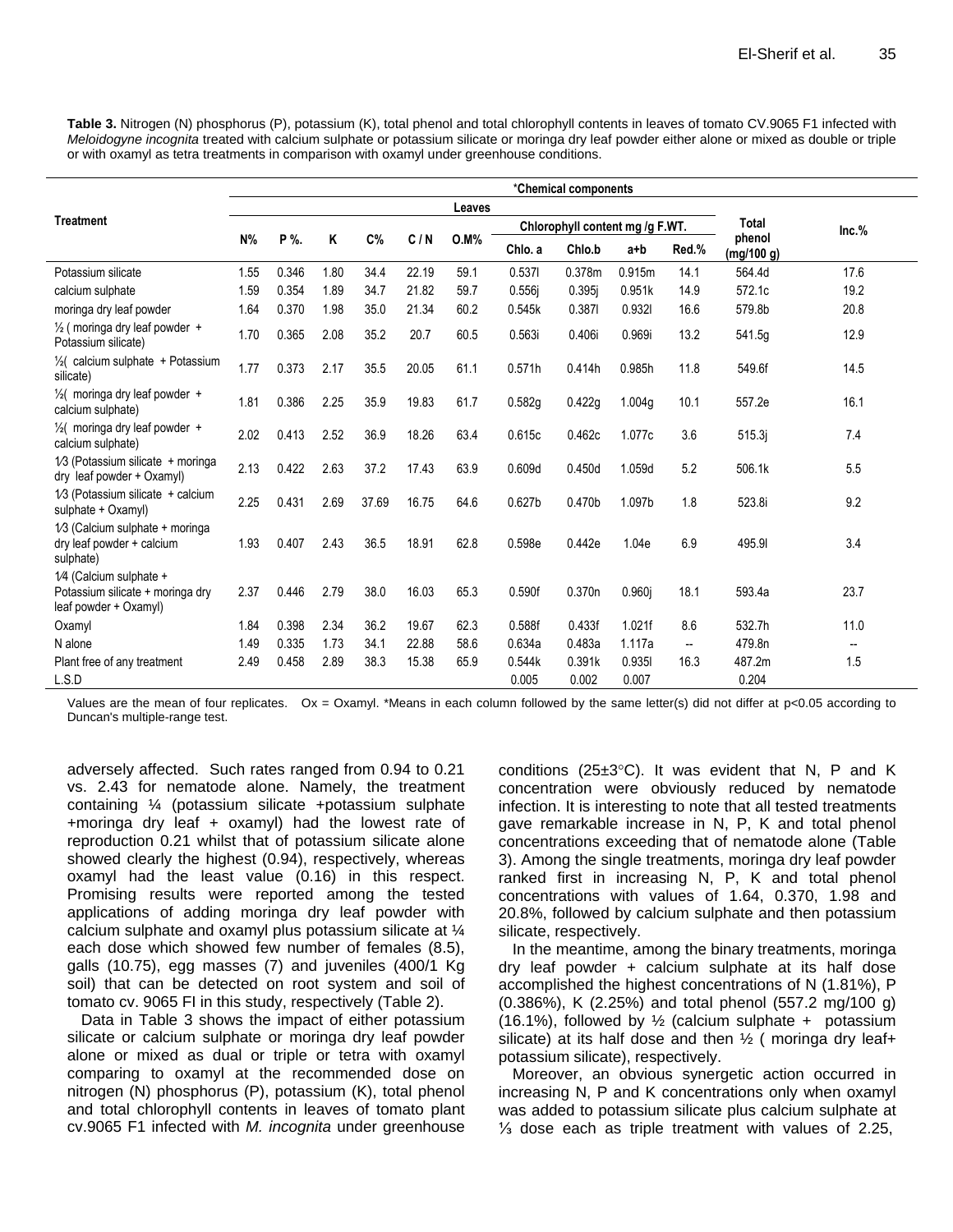**Table 3.** Nitrogen (N) phosphorus (P), potassium (K), total phenol and total chlorophyll contents in leaves of tomato CV.9065 F1 infected with *Meloidogyne incognita* treated with calcium sulphate or potassium silicate or moringa dry leaf powder either alone or mixed as double or triple or with oxamyl as tetra treatments in comparison with oxamyl under greenhouse conditions.

| Treatment | *Chemical components | | | | | | | | | | | |
|---|---|---|---|---|---|---|---|---|---|---|---|---|
| | Leaves | | | | | | | | | | | |
| | N% | P %. | K | C% | C / N | O.M% | Chlorophyll content mg /g F.WT. | | | | Total phenol (mg/100 g) | Inc.% |
| | | | | | | | Chlo. a | Chlo.b | a+b | Red.% | | |
| Potassium silicate | 1.55 | 0.346 | 1.80 | 34.4 | 22.19 | 59.1 | 0.537l | 0.378m | 0.915m | 14.1 | 564.4d | 17.6 |
| calcium sulphate | 1.59 | 0.354 | 1.89 | 34.7 | 21.82 | 59.7 | 0.556j | 0.395j | 0.951k | 14.9 | 572.1c | 19.2 |
| moringa dry leaf powder | 1.64 | 0.370 | 1.98 | 35.0 | 21.34 | 60.2 | 0.545k | 0.387l | 0.932l | 16.6 | 579.8b | 20.8 |
| ½ ( moringa dry leaf powder + Potassium silicate) | 1.70 | 0.365 | 2.08 | 35.2 | 20.7 | 60.5 | 0.563i | 0.406i | 0.969i | 13.2 | 541.5g | 12.9 |
| ½( calcium sulphate + Potassium silicate) | 1.77 | 0.373 | 2.17 | 35.5 | 20.05 | 61.1 | 0.571h | 0.414h | 0.985h | 11.8 | 549.6f | 14.5 |
| ½( moringa dry leaf powder + calcium sulphate) | 1.81 | 0.386 | 2.25 | 35.9 | 19.83 | 61.7 | 0.582g | 0.422g | 1.004g | 10.1 | 557.2e | 16.1 |
| ½( moringa dry leaf powder + calcium sulphate) | 2.02 | 0.413 | 2.52 | 36.9 | 18.26 | 63.4 | 0.615c | 0.462c | 1.077c | 3.6 | 515.3j | 7.4 |
| 1⁄3 (Potassium silicate + moringa dry leaf powder + Oxamyl) | 2.13 | 0.422 | 2.63 | 37.2 | 17.43 | 63.9 | 0.609d | 0.450d | 1.059d | 5.2 | 506.1k | 5.5 |
| 1⁄3 (Potassium silicate + calcium sulphate + Oxamyl) | 2.25 | 0.431 | 2.69 | 37.69 | 16.75 | 64.6 | 0.627b | 0.470b | 1.097b | 1.8 | 523.8i | 9.2 |
| 1⁄3 (Calcium sulphate + moringa dry leaf powder + calcium sulphate) | 1.93 | 0.407 | 2.43 | 36.5 | 18.91 | 62.8 | 0.598e | 0.442e | 1.04e | 6.9 | 495.9l | 3.4 |
| 1⁄4 (Calcium sulphate + Potassium silicate + moringa dry leaf powder + Oxamyl) | 2.37 | 0.446 | 2.79 | 38.0 | 16.03 | 65.3 | 0.590f | 0.370n | 0.960j | 18.1 | 593.4a | 23.7 |
| Oxamyl | 1.84 | 0.398 | 2.34 | 36.2 | 19.67 | 62.3 | 0.588f | 0.433f | 1.021f | 8.6 | 532.7h | 11.0 |
| N alone | 1.49 | 0.335 | 1.73 | 34.1 | 22.88 | 58.6 | 0.634a | 0.483a | 1.117a | -- | 479.8n | -- |
| Plant free of any treatment | 2.49 | 0.458 | 2.89 | 38.3 | 15.38 | 65.9 | 0.544k | 0.391k | 0.935l | 16.3 | 487.2m | 1.5 |
| L.S.D | | | | | | | 0.005 | 0.002 | 0.007 | | 0.204 | |

Values are the mean of four replicates. Ox = Oxamyl. *Means in each column followed by the same letter(s) did not differ at $p<0.05$ according to Duncan's multiple-range test.

adversely affected. Such rates ranged from 0.94 to 0.21 vs. 2.43 for nematode alone. Namely, the treatment containing ¼ (potassium silicate +potassium sulphate +moringa dry leaf + oxamyl) had the lowest rate of reproduction 0.21 whilst that of potassium silicate alone showed clearly the highest (0.94), respectively, whereas oxamyl had the least value (0.16) in this respect. Promising results were reported among the tested applications of adding moringa dry leaf powder with calcium sulphate and oxamyl plus potassium silicate at ¼ each dose which showed few number of females (8.5), galls (10.75), egg masses (7) and juveniles (400/1 Kg soil) that can be detected on root system and soil of tomato cv. 9065 FI in this study, respectively (Table 2).

Data in Table 3 shows the impact of either potassium silicate or calcium sulphate or moringa dry leaf powder alone or mixed as dual or triple or tetra with oxamyl comparing to oxamyl at the recommended dose on nitrogen (N) phosphorus (P), potassium (K), total phenol and total chlorophyll contents in leaves of tomato plant cv.9065 F1 infected with *M. incognita* under greenhouse conditions (25±3°C). It was evident that N, P and K concentration were obviously reduced by nematode infection. It is interesting to note that all tested treatments gave remarkable increase in N, P, K and total phenol concentrations exceeding that of nematode alone (Table 3). Among the single treatments, moringa dry leaf powder ranked first in increasing N, P, K and total phenol concentrations with values of 1.64, 0.370, 1.98 and 20.8%, followed by calcium sulphate and then potassium silicate, respectively.

In the meantime, among the binary treatments, moringa dry leaf powder + calcium sulphate at its half dose accomplished the highest concentrations of N (1.81%), P (0.386%), K (2.25%) and total phenol (557.2 mg/100 g) (16.1%), followed by ½ (calcium sulphate + potassium silicate) at its half dose and then ½ ( moringa dry leaf+ potassium silicate), respectively.

Moreover, an obvious synergetic action occurred in increasing N, P and K concentrations only when oxamyl was added to potassium silicate plus calcium sulphate at ⅓ dose each as triple treatment with values of 2.25,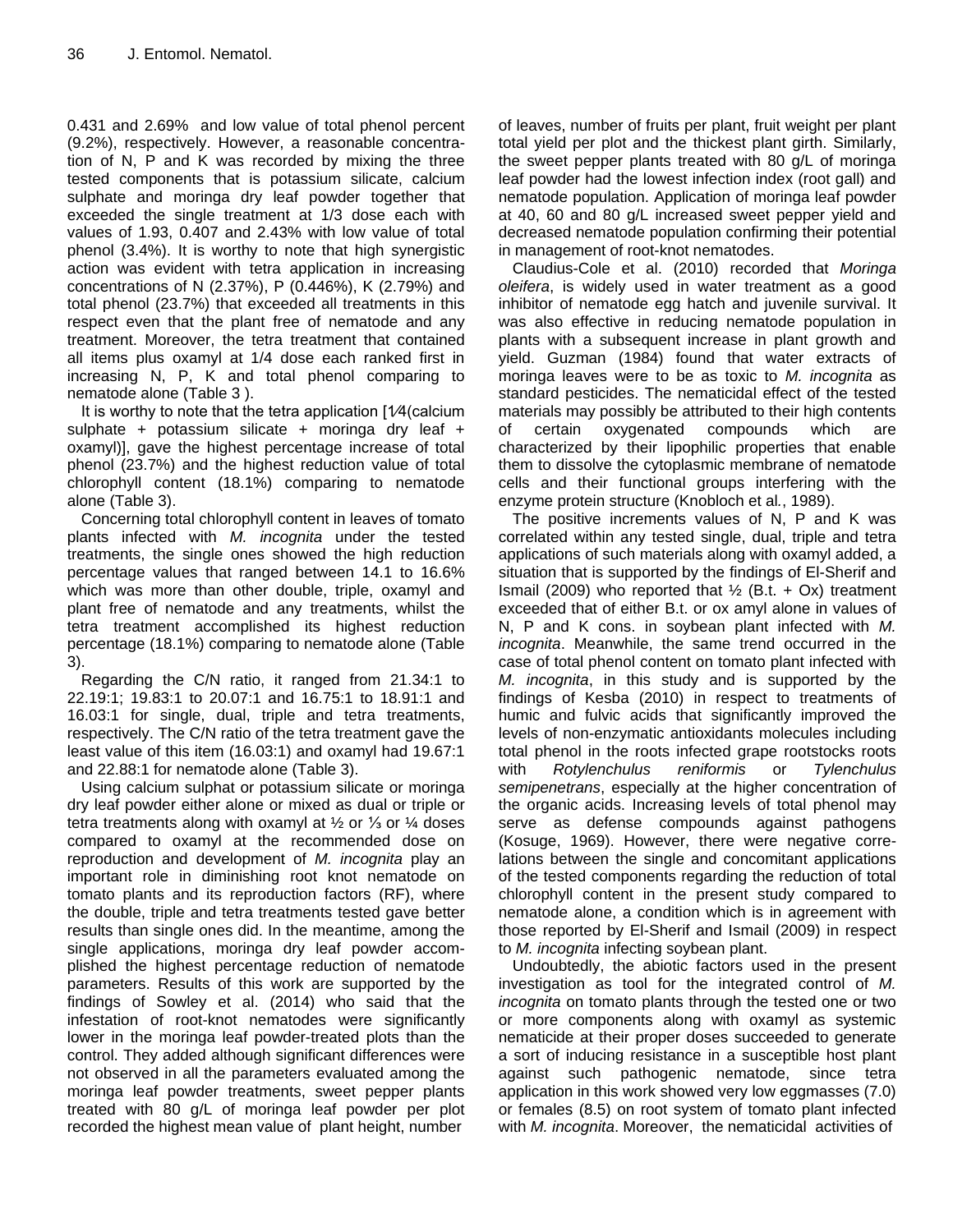0.431 and 2.69% and low value of total phenol percent (9.2%), respectively. However, a reasonable concentration of N, P and K was recorded by mixing the three tested components that is potassium silicate, calcium sulphate and moringa dry leaf powder together that exceeded the single treatment at 1/3 dose each with values of 1.93, 0.407 and 2.43% with low value of total phenol (3.4%). It is worthy to note that high synergistic action was evident with tetra application in increasing concentrations of N (2.37%), P (0.446%), K (2.79%) and total phenol (23.7%) that exceeded all treatments in this respect even that the plant free of nematode and any treatment. Moreover, the tetra treatment that contained all items plus oxamyl at 1/4 dose each ranked first in increasing N, P, K and total phenol comparing to nematode alone (Table 3 ).

It is worthy to note that the tetra application [1⁄4(calcium sulphate + potassium silicate + moringa dry leaf + oxamyl)], gave the highest percentage increase of total phenol (23.7%) and the highest reduction value of total chlorophyll content (18.1%) comparing to nematode alone (Table 3).

Concerning total chlorophyll content in leaves of tomato plants infected with *M. incognita* under the tested treatments, the single ones showed the high reduction percentage values that ranged between 14.1 to 16.6% which was more than other double, triple, oxamyl and plant free of nematode and any treatments, whilst the tetra treatment accomplished its highest reduction percentage (18.1%) comparing to nematode alone (Table 3).

Regarding the C/N ratio, it ranged from 21.34:1 to 22.19:1; 19.83:1 to 20.07:1 and 16.75:1 to 18.91:1 and 16.03:1 for single, dual, triple and tetra treatments, respectively. The C/N ratio of the tetra treatment gave the least value of this item (16.03:1) and oxamyl had 19.67:1 and 22.88:1 for nematode alone (Table 3).

Using calcium sulphat or potassium silicate or moringa dry leaf powder either alone or mixed as dual or triple or tetra treatments along with oxamyl at ½ or ⅓ or ¼ doses compared to oxamyl at the recommended dose on reproduction and development of *M. incognita* play an important role in diminishing root knot nematode on tomato plants and its reproduction factors (RF), where the double, triple and tetra treatments tested gave better results than single ones did. In the meantime, among the single applications, moringa dry leaf powder accomplished the highest percentage reduction of nematode parameters. Results of this work are supported by the findings of Sowley et al. (2014) who said that the infestation of root-knot nematodes were significantly lower in the moringa leaf powder-treated plots than the control. They added although significant differences were not observed in all the parameters evaluated among the moringa leaf powder treatments, sweet pepper plants treated with 80 g/L of moringa leaf powder per plot recorded the highest mean value of plant height, number of leaves, number of fruits per plant, fruit weight per plant total yield per plot and the thickest plant girth. Similarly, the sweet pepper plants treated with 80 g/L of moringa leaf powder had the lowest infection index (root gall) and nematode population. Application of moringa leaf powder at 40, 60 and 80 g/L increased sweet pepper yield and decreased nematode population confirming their potential in management of root-knot nematodes.

Claudius-Cole et al. (2010) recorded that *Moringa oleifera*, is widely used in water treatment as a good inhibitor of nematode egg hatch and juvenile survival. It was also effective in reducing nematode population in plants with a subsequent increase in plant growth and yield. Guzman (1984) found that water extracts of moringa leaves were to be as toxic to *M. incognita* as standard pesticides. The nematicidal effect of the tested materials may possibly be attributed to their high contents of certain oxygenated compounds which are characterized by their lipophilic properties that enable them to dissolve the cytoplasmic membrane of nematode cells and their functional groups interfering with the enzyme protein structure (Knobloch et al., 1989).

The positive increments values of N, P and K was correlated within any tested single, dual, triple and tetra applications of such materials along with oxamyl added, a situation that is supported by the findings of El-Sherif and Ismail (2009) who reported that ½ (B.t. + Ox) treatment exceeded that of either B.t. or ox amyl alone in values of N, P and K cons. in soybean plant infected with *M. incognita*. Meanwhile, the same trend occurred in the case of total phenol content on tomato plant infected with *M. incognita*, in this study and is supported by the findings of Kesba (2010) in respect to treatments of humic and fulvic acids that significantly improved the levels of non-enzymatic antioxidants molecules including total phenol in the roots infected grape rootstocks roots with *Rotylenchulus reniformis* or *Tylenchulus semipenetrans*, especially at the higher concentration of the organic acids. Increasing levels of total phenol may serve as defense compounds against pathogens (Kosuge, 1969). However, there were negative correlations between the single and concomitant applications of the tested components regarding the reduction of total chlorophyll content in the present study compared to nematode alone, a condition which is in agreement with those reported by El-Sherif and Ismail (2009) in respect to *M. incognita* infecting soybean plant.

Undoubtedly, the abiotic factors used in the present investigation as tool for the integrated control of *M. incognita* on tomato plants through the tested one or two or more components along with oxamyl as systemic nematicide at their proper doses succeeded to generate a sort of inducing resistance in a susceptible host plant against such pathogenic nematode, since tetra application in this work showed very low eggmasses (7.0) or females (8.5) on root system of tomato plant infected with *M. incognita*. Moreover, the nematicidal activities of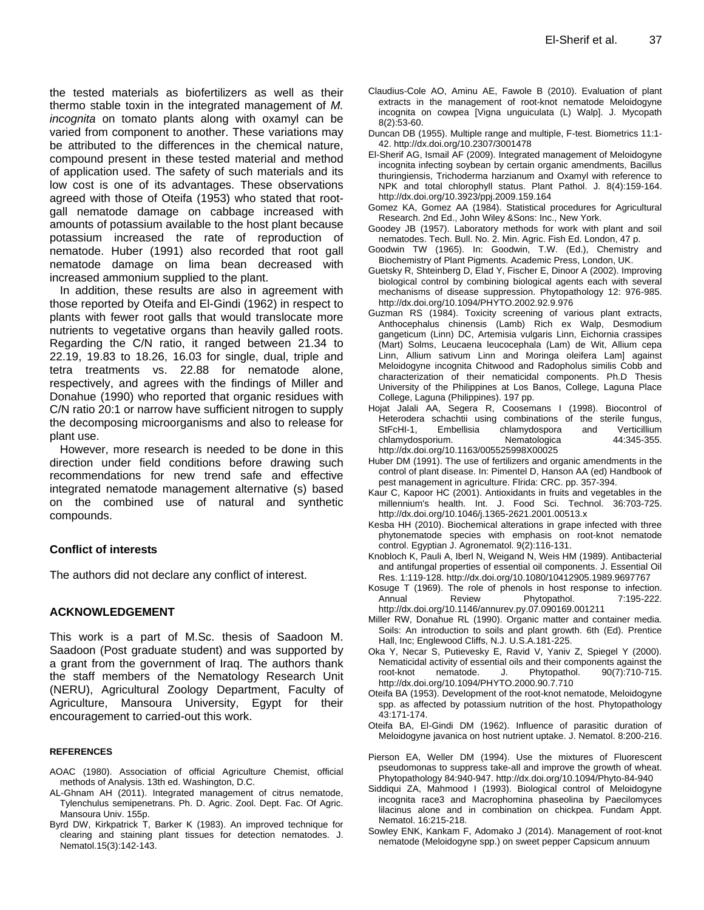the tested materials as biofertilizers as well as their thermo stable toxin in the integrated management of *M. incognita* on tomato plants along with oxamyl can be varied from component to another. These variations may be attributed to the differences in the chemical nature, compound present in these tested material and method of application used. The safety of such materials and its low cost is one of its advantages. These observations agreed with those of Oteifa (1953) who stated that root-gall nematode damage on cabbage increased with amounts of potassium available to the host plant because potassium increased the rate of reproduction of nematode. Huber (1991) also recorded that root gall nematode damage on lima bean decreased with increased ammonium supplied to the plant.

In addition, these results are also in agreement with those reported by Oteifa and El-Gindi (1962) in respect to plants with fewer root galls that would translocate more nutrients to vegetative organs than heavily galled roots. Regarding the C/N ratio, it ranged between 21.34 to 22.19, 19.83 to 18.26, 16.03 for single, dual, triple and tetra treatments vs. 22.88 for nematode alone, respectively, and agrees with the findings of Miller and Donahue (1990) who reported that organic residues with C/N ratio 20:1 or narrow have sufficient nitrogen to supply the decomposing microorganisms and also to release for plant use.

However, more research is needed to be done in this direction under field conditions before drawing such recommendations for new trend safe and effective integrated nematode management alternative (s) based on the combined use of natural and synthetic compounds.

## Conflict of interests

The authors did not declare any conflict of interest.

## ACKNOWLEDGEMENT

This work is a part of M.Sc. thesis of Saadoon M. Saadoon (Post graduate student) and was supported by a grant from the government of Iraq. The authors thank the staff members of the Nematology Research Unit (NERU), Agricultural Zoology Department, Faculty of Agriculture, Mansoura University, Egypt for their encouragement to carried-out this work.

## REFERENCES

AOAC (1980). Association of official Agriculture Chemist, official methods of Analysis. 13th ed. Washington, D.C.

AL-Ghnam AH (2011). Integrated management of citrus nematode, Tylenchulus semipenetrans. Ph. D. Agric. Zool. Dept. Fac. Of Agric. Mansoura Univ. 155p.

Byrd DW, Kirkpatrick T, Barker K (1983). An improved technique for clearing and staining plant tissues for detection nematodes. J. Nematol.15(3):142-143.

Claudius-Cole AO, Aminu AE, Fawole B (2010). Evaluation of plant extracts in the management of root-knot nematode Meloidogyne incognita on cowpea [Vigna unguiculata (L) Walp]. J. Mycopath 8(2):53-60.

Duncan DB (1955). Multiple range and multiple, F-test. Biometrics 11:1-42. http://dx.doi.org/10.2307/3001478

El-Sherif AG, Ismail AF (2009). Integrated management of Meloidogyne incognita infecting soybean by certain organic amendments, Bacillus thuringiensis, Trichoderma harzianum and Oxamyl with reference to NPK and total chlorophyll status. Plant Pathol. J. 8(4):159-164. http://dx.doi.org/10.3923/ppj.2009.159.164

Gomez KA, Gomez AA (1984). Statistical procedures for Agricultural Research. 2nd Ed., John Wiley &Sons: Inc., New York.

Goodey JB (1957). Laboratory methods for work with plant and soil nematodes. Tech. Bull. No. 2. Min. Agric. Fish Ed. London, 47 p.

Goodwin TW (1965). In: Goodwin, T.W. (Ed.), Chemistry and Biochemistry of Plant Pigments. Academic Press, London, UK.

Guetsky R, Shteinberg D, Elad Y, Fischer E, Dinoor A (2002). Improving biological control by combining biological agents each with several mechanisms of disease suppression. Phytopathology 12: 976-985. http://dx.doi.org/10.1094/PHYTO.2002.92.9.976

Guzman RS (1984). Toxicity screening of various plant extracts, Anthocephalus chinensis (Lamb) Rich ex Walp, Desmodium gangeticum (Linn) DC, Artemisia vulgaris Linn, Eichornia crassipes (Mart) Solms, Leucaena leucocephala (Lam) de Wit, Allium cepa Linn, Allium sativum Linn and Moringa oleifera Lam] against Meloidogyne incognita Chitwood and Radopholus similis Cobb and characterization of their nematicidal components. Ph.D Thesis University of the Philippines at Los Banos, College, Laguna Place College, Laguna (Philippines). 197 pp.

Hojat Jalali AA, Segera R, Coosemans I (1998). Biocontrol of Heterodera schachtii using combinations of the sterile fungus, StFcHI-1, Embellisia chlamydospora and Verticillium chlamydosporium. Nematologica 44:345-355. http://dx.doi.org/10.1163/005525998X00025

Huber DM (1991). The use of fertilizers and organic amendments in the control of plant disease. In: Pimentel D, Hanson AA (ed) Handbook of pest management in agriculture. Flrida: CRC. pp. 357-394.

Kaur C, Kapoor HC (2001). Antioxidants in fruits and vegetables in the millennium's health. Int. J. Food Sci. Technol. 36:703-725. http://dx.doi.org/10.1046/j.1365-2621.2001.00513.x

Kesba HH (2010). Biochemical alterations in grape infected with three phytonematode species with emphasis on root-knot nematode control. Egyptian J. Agronematol. 9(2):116-131.

Knobloch K, Pauli A, Iberl N, Weigand N, Weis HM (1989). Antibacterial and antifungal properties of essential oil components. J. Essential Oil Res. 1:119-128. http://dx.doi.org/10.1080/10412905.1989.9697767

Kosuge T (1969). The role of phenols in host response to infection. Annual Review Phytopathol. 7:195-222. http://dx.doi.org/10.1146/annurev.py.07.090169.001211

Miller RW, Donahue RL (1990). Organic matter and container media. Soils: An introduction to soils and plant growth. 6th (Ed). Prentice Hall, Inc; Englewood Cliffs, N.J. U.S.A.181-225.

Oka Y, Necar S, Putievesky E, Ravid V, Yaniv Z, Spiegel Y (2000). Nematicidal activity of essential oils and their components against the root-knot nematode. J. Phytopathol. 90(7):710-715. http://dx.doi.org/10.1094/PHYTO.2000.90.7.710

Oteifa BA (1953). Development of the root-knot nematode, Meloidogyne spp. as affected by potassium nutrition of the host. Phytopathology 43:171-174.

Oteifa BA, El-Gindi DM (1962). Influence of parasitic duration of Meloidogyne javanica on host nutrient uptake. J. Nematol. 8:200-216.

Pierson EA, Weller DM (1994). Use the mixtures of Fluorescent pseudomonas to suppress take-all and improve the growth of wheat. Phytopathology 84:940-947. http://dx.doi.org/10.1094/Phyto-84-940

Siddiqui ZA, Mahmood I (1993). Biological control of Meloidogyne incognita race3 and Macrophomina phaseolina by Paecilomyces lilacinus alone and in combination on chickpea. Fundam Appt. Nematol. 16:215-218.

Sowley ENK, Kankam F, Adomako J (2014). Management of root-knot nematode (Meloidogyne spp.) on sweet pepper Capsicum annuum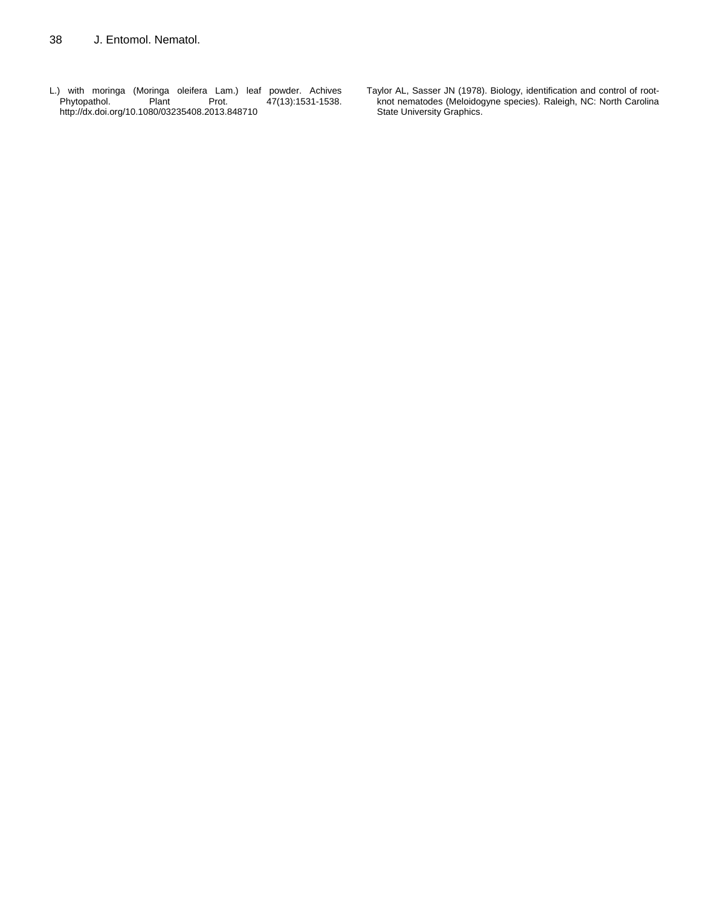L.) with moringa (Moringa oleifera Lam.) leaf powder. Achives Phytopathol. Plant Prot. 47(13):1531-1538. http://dx.doi.org/10.1080/03235408.2013.848710

Taylor AL, Sasser JN (1978). Biology, identification and control of root-knot nematodes (Meloidogyne species). Raleigh, NC: North Carolina State University Graphics.